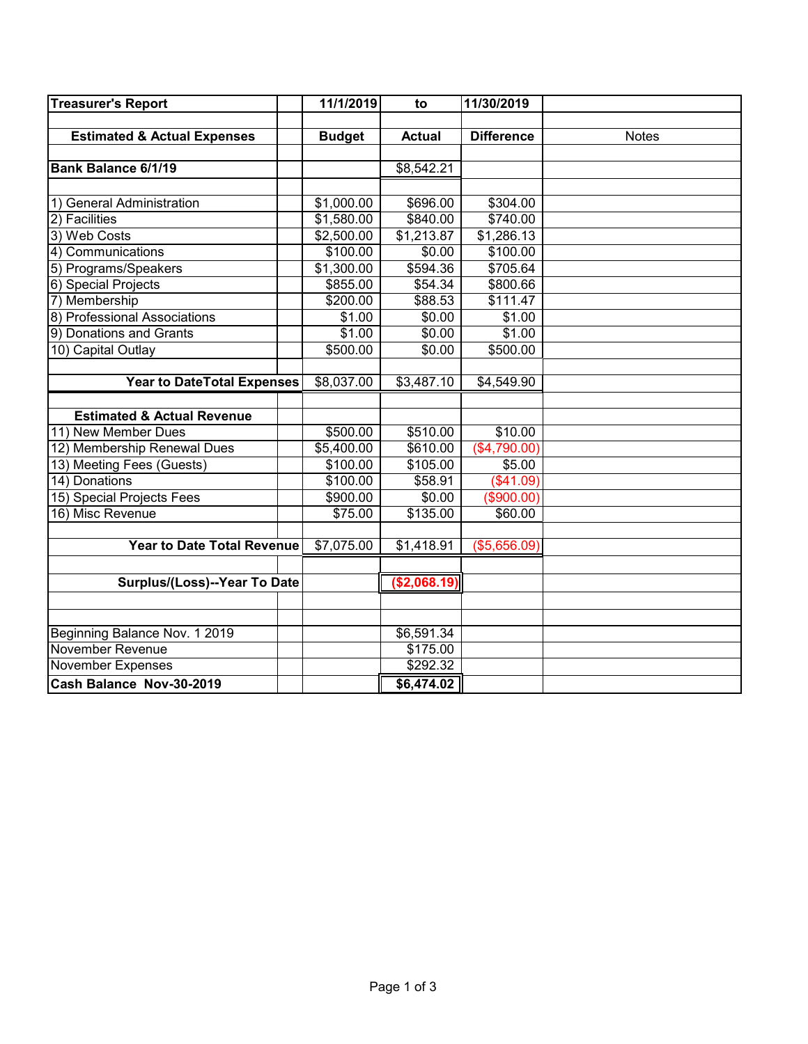| Treasurer's Report | | 11/1/2019 | to | 11/30/2019 | |
|---|---|---|---|---|---|
| | | | | | |
| **Estimated & Actual Expenses** | | **Budget** | **Actual** | **Difference** | Notes |
| | | | | | |
| **Bank Balance 6/1/19** | | | $8,542.21 | | |
| | | | | | |
| 1) General Administration | | $1,000.00 | $696.00 | $304.00 | |
| 2) Facilities | | $1,580.00 | $840.00 | $740.00 | |
| 3) Web Costs | | $2,500.00 | $1,213.87 | $1,286.13 | |
| 4) Communications | | $100.00 | $0.00 | $100.00 | |
| 5) Programs/Speakers | | $1,300.00 | $594.36 | $705.64 | |
| 6) Special Projects | | $855.00 | $54.34 | $800.66 | |
| 7) Membership | | $200.00 | $88.53 | $111.47 | |
| 8) Professional Associations | | $1.00 | $0.00 | $1.00 | |
| 9) Donations and Grants | | $1.00 | $0.00 | $1.00 | |
| 10) Capital Outlay | | $500.00 | $0.00 | $500.00 | |
| | | | | | |
| **Year to DateTotal Expenses** | | $8,037.00 | $3,487.10 | $4,549.90 | |
| | | | | | |
| **Estimated & Actual Revenue** | | | | | |
| 11) New Member Dues | | $500.00 | $510.00 | $10.00 | |
| 12) Membership Renewal Dues | | $5,400.00 | $610.00 | ($4,790.00) | |
| 13) Meeting Fees (Guests) | | $100.00 | $105.00 | $5.00 | |
| 14) Donations | | $100.00 | $58.91 | ($41.09) | |
| 15) Special Projects Fees | | $900.00 | $0.00 | ($900.00) | |
| 16) Misc Revenue | | $75.00 | $135.00 | $60.00 | |
| | | | | | |
| **Year to Date Total Revenue** | | $7,075.00 | $1,418.91 | ($5,656.09) | |
| | | | | | |
| **Surplus/(Loss)--Year To Date** | | | **($2,068.19)** | | |
| | | | | | |
| | | | | | |
| Beginning Balance Nov. 1 2019 | | | $6,591.34 | | |
| November Revenue | | | $175.00 | | |
| November Expenses | | | $292.32 | | |
| **Cash Balance Nov-30-2019** | | | **$6,474.02** | | |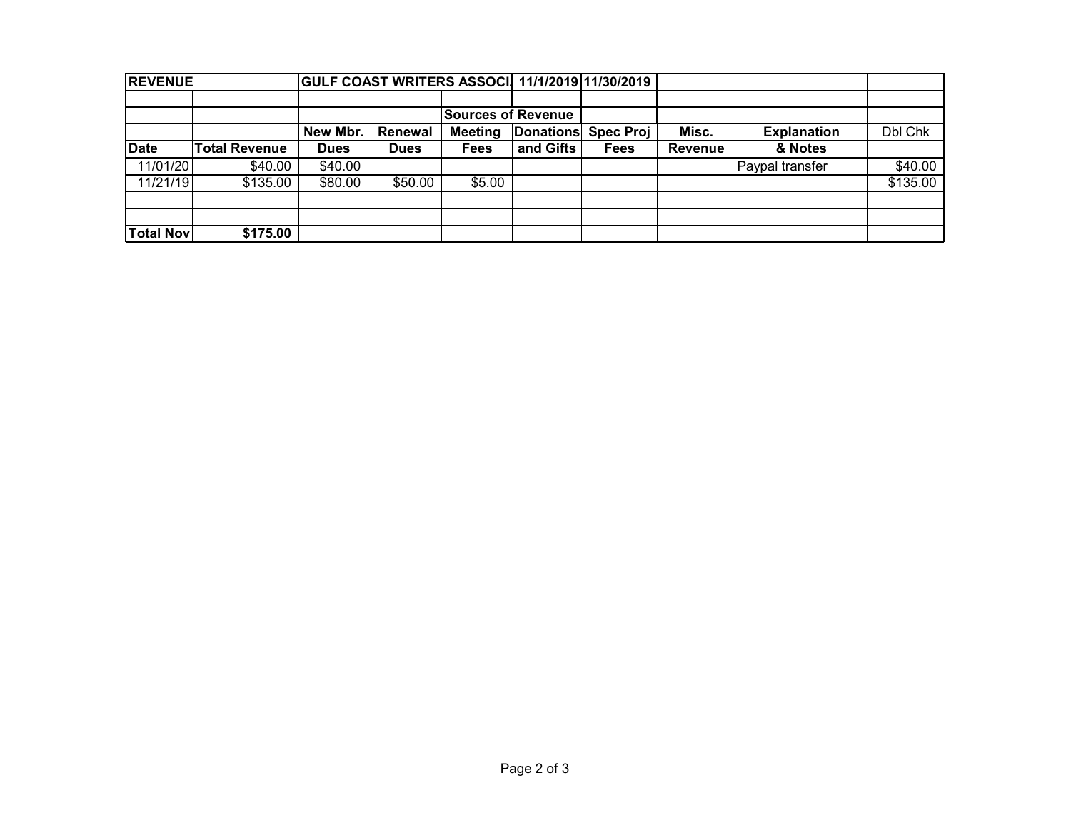| REVENUE | | GULF COAST WRITERS ASSOCI/ | | 11/1/2019 | 11/30/2019 | | | | |
|---|---|---|---|---|---|---|---|---|---|
| | | | | | | | | | |
| | | | | Sources of Revenue | | | | | |
| | | New Mbr. | Renewal | Meeting | Donations | Spec Proj | Misc. | Explanation | Dbl Chk |
| Date | Total Revenue | Dues | Dues | Fees | and Gifts | Fees | Revenue | & Notes | |
| 11/01/20 | $40.00 | $40.00 | | | | | | Paypal transfer | $40.00 |
| 11/21/19 | $135.00 | $80.00 | $50.00 | $5.00 | | | | | $135.00 |
| | | | | | | | | | |
| | | | | | | | | | |
| Total Nov | $175.00 | | | | | | | | |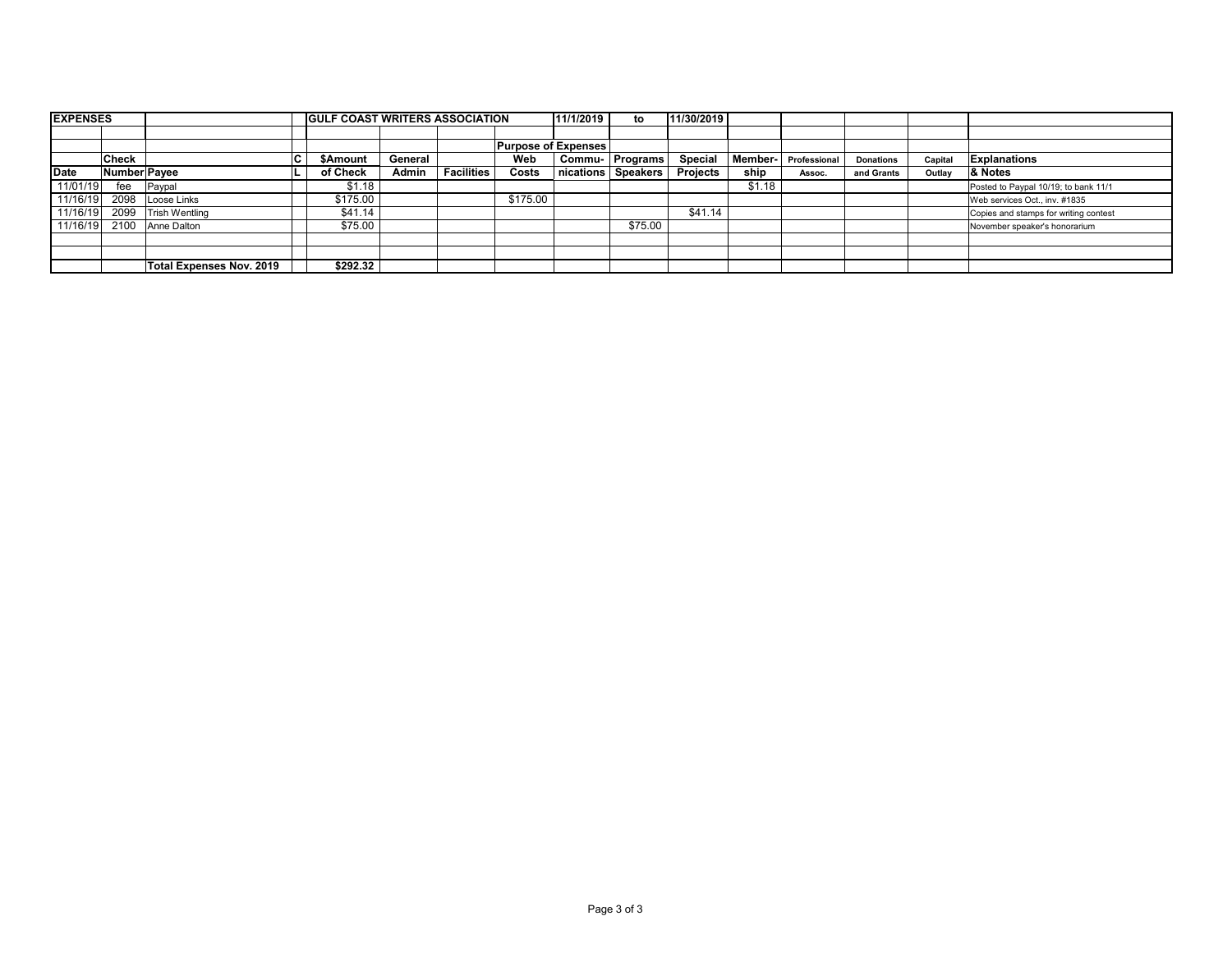| EXPENSES | | | | GULF COAST WRITERS ASSOCIATION | | | | 11/1/2019 | to | 11/30/2019 | | | | | |
|---|---|---|---|---|---|---|---|---|---|---|---|---|---|---|---|
| | | | | | | | | | | | | | | | |
| | | | | | | | Purpose of Expenses | | | | | | | | |
| | Check | | C | $Amount | General | | Web | Commu- | Programs | Special | Member- | Professional | Donations | Capital | Explanations |
| Date | Number | Payee | L | of Check | Admin | Facilities | Costs | nications | Speakers | Projects | ship | Assoc. | and Grants | Outlay | & Notes |
| 11/01/19 | fee | Paypal | | $1.18 | | | | | | | $1.18 | | | | Posted to Paypal 10/19; to bank 11/1 |
| 11/16/19 | 2098 | Loose Links | | $175.00 | | | $175.00 | | | | | | | | Web services Oct., inv. #1835 |
| 11/16/19 | 2099 | Trish Wentling | | $41.14 | | | | | | $41.14 | | | | | Copies and stamps for writing contest |
| 11/16/19 | 2100 | Anne Dalton | | $75.00 | | | | | $75.00 | | | | | | November speaker's honorarium |
| | | | | | | | | | | | | | | | |
| | | | | | | | | | | | | | | | |
| | | Total Expenses Nov. 2019 | | $292.32 | | | | | | | | | | | |